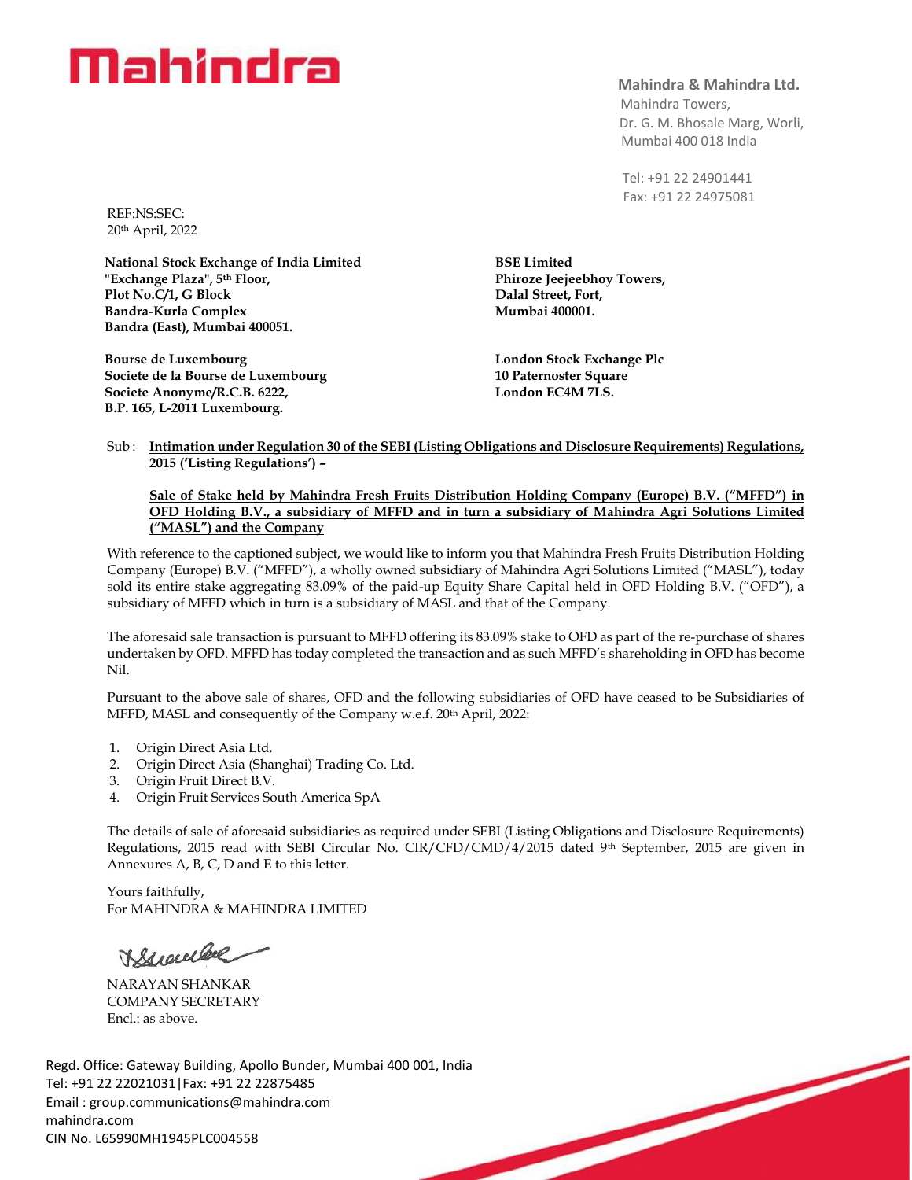**Mahindra & Mahindra Ltd.**
Mahindra Towers,
Dr. G. M. Bhosale Marg, Worli,
Mumbai 400 018 India

Tel: +91 22 24901441
Fax: +91 22 24975081

REF:NS:SEC:
20th April, 2022

**National Stock Exchange of India Limited**
**"Exchange Plaza", 5th Floor,**
**Plot No.C/1, G Block**
**Bandra-Kurla Complex**
**Bandra (East), Mumbai 400051.**

**BSE Limited**
**Phiroze Jeejeebhoy Towers,**
**Dalal Street, Fort,**
**Mumbai 400001.**

**Bourse de Luxembourg**
**Societe de la Bourse de Luxembourg**
**Societe Anonyme/R.C.B. 6222,**
**B.P. 165, L-2011 Luxembourg.**

**London Stock Exchange Plc**
**10 Paternoster Square**
**London EC4M 7LS.**

Sub : **Intimation under Regulation 30 of the SEBI (Listing Obligations and Disclosure Requirements) Regulations, 2015 ('Listing Regulations') –**

**Sale of Stake held by Mahindra Fresh Fruits Distribution Holding Company (Europe) B.V. ("MFFD") in OFD Holding B.V., a subsidiary of MFFD and in turn a subsidiary of Mahindra Agri Solutions Limited ("MASL") and the Company**

With reference to the captioned subject, we would like to inform you that Mahindra Fresh Fruits Distribution Holding Company (Europe) B.V. ("MFFD"), a wholly owned subsidiary of Mahindra Agri Solutions Limited ("MASL"), today sold its entire stake aggregating 83.09% of the paid-up Equity Share Capital held in OFD Holding B.V. ("OFD"), a subsidiary of MFFD which in turn is a subsidiary of MASL and that of the Company.

The aforesaid sale transaction is pursuant to MFFD offering its 83.09% stake to OFD as part of the re-purchase of shares undertaken by OFD. MFFD has today completed the transaction and as such MFFD's shareholding in OFD has become Nil.

Pursuant to the above sale of shares, OFD and the following subsidiaries of OFD have ceased to be Subsidiaries of MFFD, MASL and consequently of the Company w.e.f. 20th April, 2022:

1. Origin Direct Asia Ltd.
2. Origin Direct Asia (Shanghai) Trading Co. Ltd.
3. Origin Fruit Direct B.V.
4. Origin Fruit Services South America SpA

The details of sale of aforesaid subsidiaries as required under SEBI (Listing Obligations and Disclosure Requirements) Regulations, 2015 read with SEBI Circular No. CIR/CFD/CMD/4/2015 dated 9th September, 2015 are given in Annexures A, B, C, D and E to this letter.

Yours faithfully,
For MAHINDRA & MAHINDRA LIMITED

NARAYAN SHANKAR
COMPANY SECRETARY
Encl.: as above.

Regd. Office: Gateway Building, Apollo Bunder, Mumbai 400 001, India
Tel: +91 22 22021031|Fax: +91 22 22875485
Email : group.communications@mahindra.com
mahindra.com
CIN No. L65990MH1945PLC004558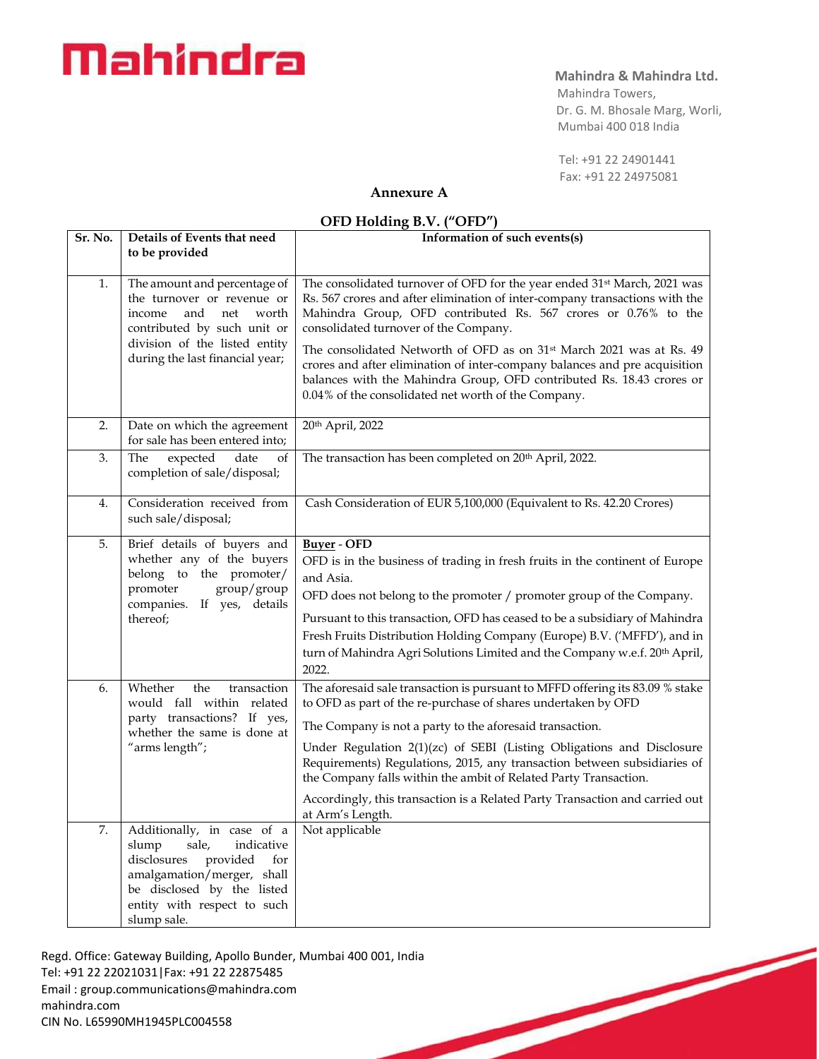**Mahindra & Mahindra Ltd.**
Mahindra Towers,
Dr. G. M. Bhosale Marg, Worli,
Mumbai 400 018 India

Tel: +91 22 24901441
Fax: +91 22 24975081

## Annexure A

### OFD Holding B.V. ("OFD")

| Sr. No. | Details of Events that need to be provided | Information of such events(s) |
|---|---|---|
| 1. | The amount and percentage of the turnover or revenue or income and net worth contributed by such unit or division of the listed entity during the last financial year; | The consolidated turnover of OFD for the year ended 31st March, 2021 was Rs. 567 crores and after elimination of inter-company transactions with the Mahindra Group, OFD contributed Rs. 567 crores or 0.76% to the consolidated turnover of the Company.<br><br>The consolidated Networth of OFD as on 31st March 2021 was at Rs. 49 crores and after elimination of inter-company balances and pre acquisition balances with the Mahindra Group, OFD contributed Rs. 18.43 crores or 0.04% of the consolidated net worth of the Company. |
| 2. | Date on which the agreement for sale has been entered into; | 20th April, 2022 |
| 3. | The expected date of completion of sale/disposal; | The transaction has been completed on 20th April, 2022. |
| 4. | Consideration received from such sale/disposal; | Cash Consideration of EUR 5,100,000 (Equivalent to Rs. 42.20 Crores) |
| 5. | Brief details of buyers and whether any of the buyers belong to the promoter/ promoter group/group companies. If yes, details thereof; | **Buyer** - **OFD**<br>OFD is in the business of trading in fresh fruits in the continent of Europe and Asia.<br><br>OFD does not belong to the promoter / promoter group of the Company.<br><br>Pursuant to this transaction, OFD has ceased to be a subsidiary of Mahindra Fresh Fruits Distribution Holding Company (Europe) B.V. ('MFFD'), and in turn of Mahindra Agri Solutions Limited and the Company w.e.f. 20th April, 2022. |
| 6. | Whether the transaction would fall within related party transactions? If yes, whether the same is done at "arms length"; | The aforesaid sale transaction is pursuant to MFFD offering its 83.09 % stake to OFD as part of the re-purchase of shares undertaken by OFD<br><br>The Company is not a party to the aforesaid transaction.<br><br>Under Regulation 2(1)(zc) of SEBI (Listing Obligations and Disclosure Requirements) Regulations, 2015, any transaction between subsidiaries of the Company falls within the ambit of Related Party Transaction.<br><br>Accordingly, this transaction is a Related Party Transaction and carried out at Arm's Length. |
| 7. | Additionally, in case of a slump sale, indicative disclosures provided for amalgamation/merger, shall be disclosed by the listed entity with respect to such slump sale. | Not applicable |

Regd. Office: Gateway Building, Apollo Bunder, Mumbai 400 001, India
Tel: +91 22 22021031|Fax: +91 22 22875485
Email : group.communications@mahindra.com
mahindra.com
CIN No. L65990MH1945PLC004558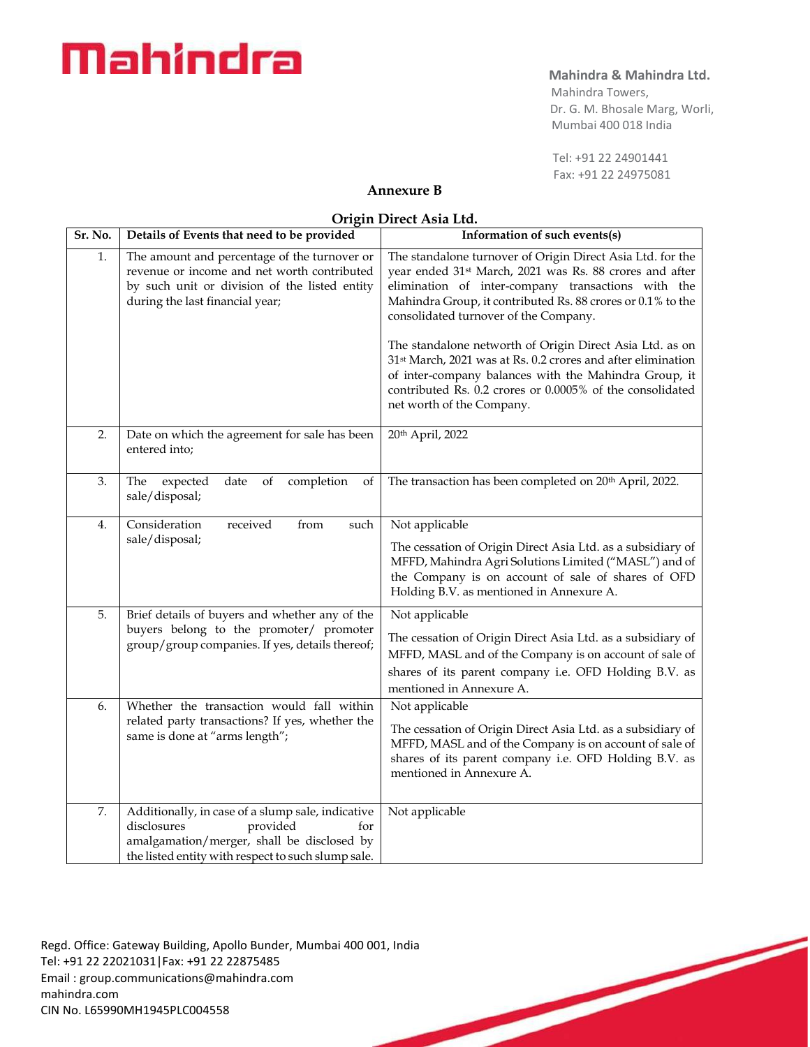## Annexure B

### Origin Direct Asia Ltd.

| Sr. No. | Details of Events that need to be provided | Information of such events(s) |
|---|---|---|
| 1. | The amount and percentage of the turnover or revenue or income and net worth contributed by such unit or division of the listed entity during the last financial year; | The standalone turnover of Origin Direct Asia Ltd. for the year ended 31st March, 2021 was Rs. 88 crores and after elimination of inter-company transactions with the Mahindra Group, it contributed Rs. 88 crores or 0.1% to the consolidated turnover of the Company.<br><br>The standalone networth of Origin Direct Asia Ltd. as on 31st March, 2021 was at Rs. 0.2 crores and after elimination of inter-company balances with the Mahindra Group, it contributed Rs. 0.2 crores or 0.0005% of the consolidated net worth of the Company. |
| 2. | Date on which the agreement for sale has been entered into; | 20th April, 2022 |
| 3. | The expected date of completion of sale/disposal; | The transaction has been completed on 20th April, 2022. |
| 4. | Consideration received from such sale/disposal; | Not applicable<br><br>The cessation of Origin Direct Asia Ltd. as a subsidiary of MFFD, Mahindra Agri Solutions Limited ("MASL") and of the Company is on account of sale of shares of OFD Holding B.V. as mentioned in Annexure A. |
| 5. | Brief details of buyers and whether any of the buyers belong to the promoter/ promoter group/group companies. If yes, details thereof; | Not applicable<br><br>The cessation of Origin Direct Asia Ltd. as a subsidiary of MFFD, MASL and of the Company is on account of sale of shares of its parent company i.e. OFD Holding B.V. as mentioned in Annexure A. |
| 6. | Whether the transaction would fall within related party transactions? If yes, whether the same is done at "arms length"; | Not applicable<br><br>The cessation of Origin Direct Asia Ltd. as a subsidiary of MFFD, MASL and of the Company is on account of sale of shares of its parent company i.e. OFD Holding B.V. as mentioned in Annexure A. |
| 7. | Additionally, in case of a slump sale, indicative disclosures provided for amalgamation/merger, shall be disclosed by the listed entity with respect to such slump sale. | Not applicable |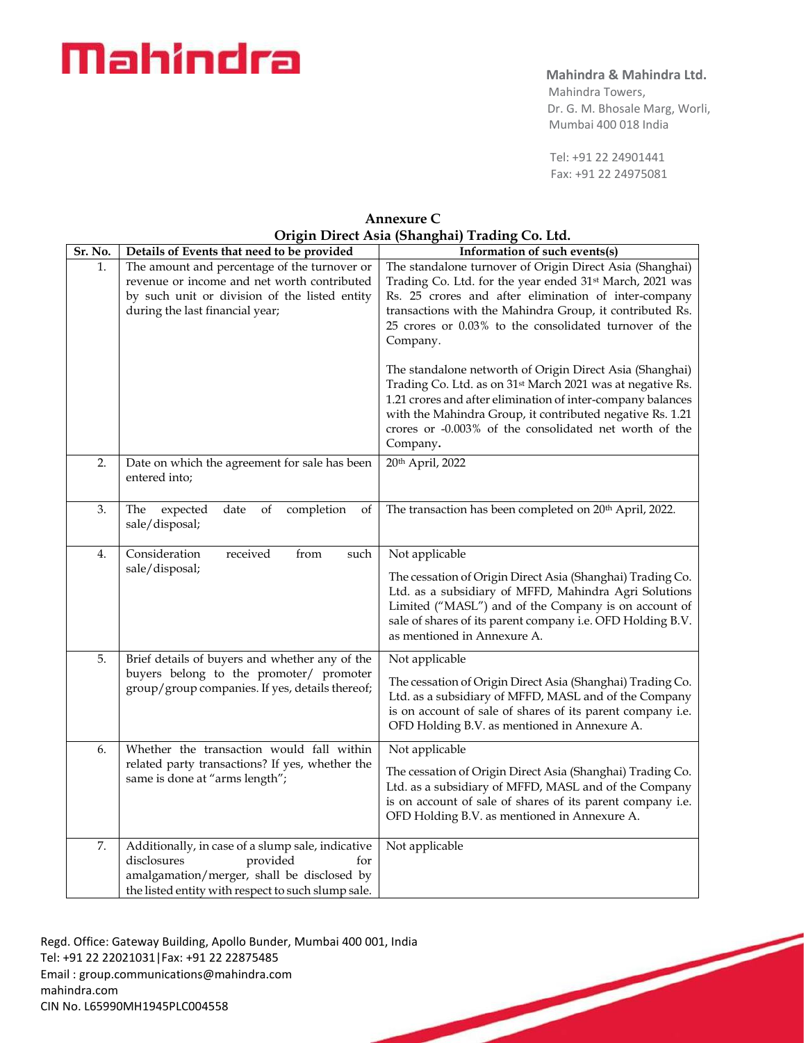**Mahindra**

**Mahindra & Mahindra Ltd.**
Mahindra Towers,
Dr. G. M. Bhosale Marg, Worli,
Mumbai 400 018 India

Tel: +91 22 24901441
Fax: +91 22 24975081

## Annexure C
## Origin Direct Asia (Shanghai) Trading Co. Ltd.

| Sr. No. | Details of Events that need to be provided | Information of such events(s) |
|---|---|---|
| 1. | The amount and percentage of the turnover or revenue or income and net worth contributed by such unit or division of the listed entity during the last financial year; | The standalone turnover of Origin Direct Asia (Shanghai) Trading Co. Ltd. for the year ended 31st March, 2021 was Rs. 25 crores and after elimination of inter-company transactions with the Mahindra Group, it contributed Rs. 25 crores or 0.03% to the consolidated turnover of the Company.<br><br>The standalone networth of Origin Direct Asia (Shanghai) Trading Co. Ltd. as on 31st March 2021 was at negative Rs. 1.21 crores and after elimination of inter-company balances with the Mahindra Group, it contributed negative Rs. 1.21 crores or -0.003% of the consolidated net worth of the Company. |
| 2. | Date on which the agreement for sale has been entered into; | 20th April, 2022 |
| 3. | The expected date of completion of sale/disposal; | The transaction has been completed on 20th April, 2022. |
| 4. | Consideration received from such sale/disposal; | Not applicable<br><br>The cessation of Origin Direct Asia (Shanghai) Trading Co. Ltd. as a subsidiary of MFFD, Mahindra Agri Solutions Limited ("MASL") and of the Company is on account of sale of shares of its parent company i.e. OFD Holding B.V. as mentioned in Annexure A. |
| 5. | Brief details of buyers and whether any of the buyers belong to the promoter/ promoter group/group companies. If yes, details thereof; | Not applicable<br><br>The cessation of Origin Direct Asia (Shanghai) Trading Co. Ltd. as a subsidiary of MFFD, MASL and of the Company is on account of sale of shares of its parent company i.e. OFD Holding B.V. as mentioned in Annexure A. |
| 6. | Whether the transaction would fall within related party transactions? If yes, whether the same is done at "arms length"; | Not applicable<br><br>The cessation of Origin Direct Asia (Shanghai) Trading Co. Ltd. as a subsidiary of MFFD, MASL and of the Company is on account of sale of shares of its parent company i.e. OFD Holding B.V. as mentioned in Annexure A. |
| 7. | Additionally, in case of a slump sale, indicative disclosures provided for amalgamation/merger, shall be disclosed by the listed entity with respect to such slump sale. | Not applicable |

Regd. Office: Gateway Building, Apollo Bunder, Mumbai 400 001, India
Tel: +91 22 22021031|Fax: +91 22 22875485
Email : group.communications@mahindra.com
mahindra.com
CIN No. L65990MH1945PLC004558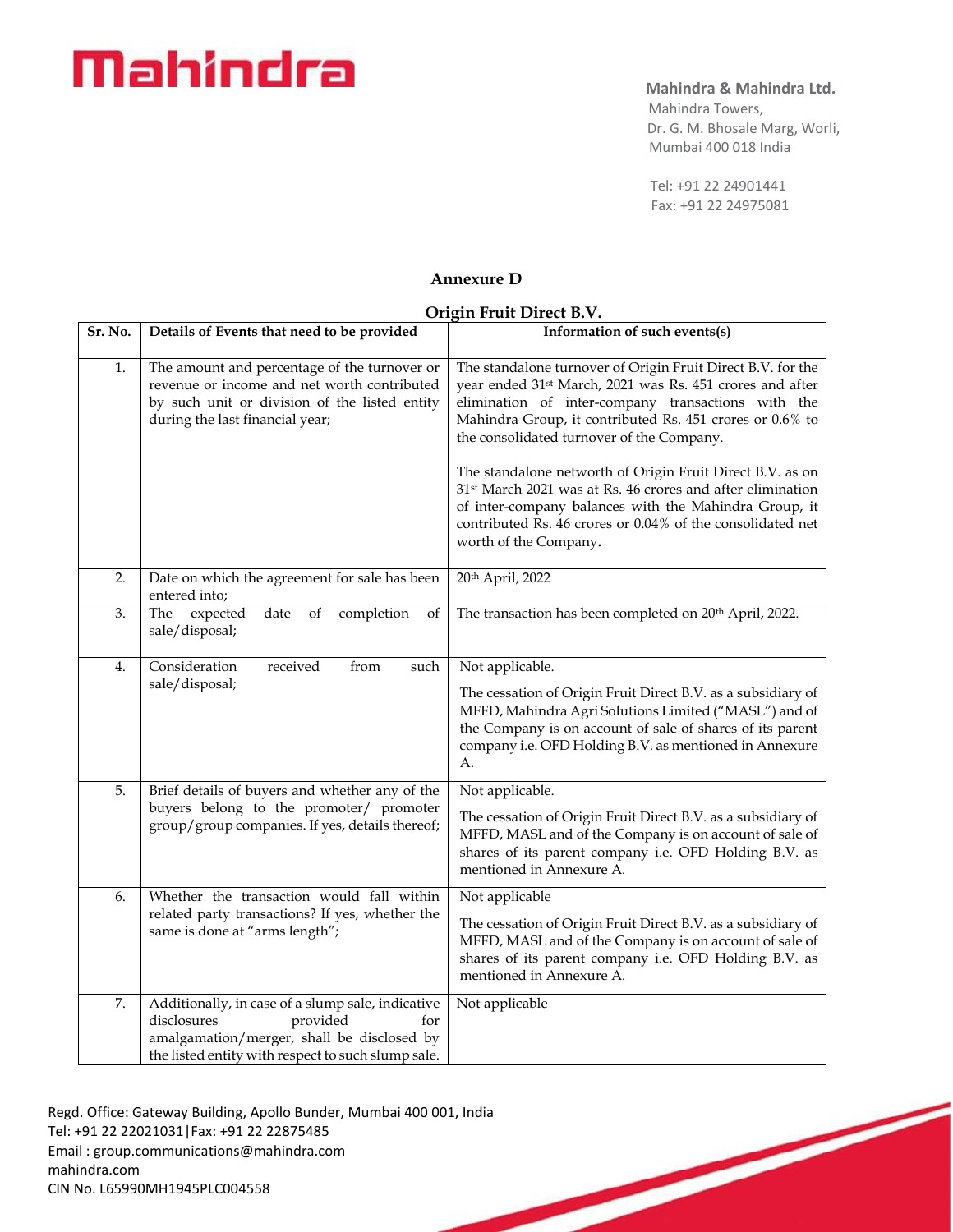**Mahindra & Mahindra Ltd.**
Mahindra Towers,
Dr. G. M. Bhosale Marg, Worli,
Mumbai 400 018 India

Tel: +91 22 24901441
Fax: +91 22 24975081

## Annexure D

### Origin Fruit Direct B.V.

| Sr. No. | Details of Events that need to be provided | Information of such events(s) |
|---|---|---|
| 1. | The amount and percentage of the turnover or revenue or income and net worth contributed by such unit or division of the listed entity during the last financial year; | The standalone turnover of Origin Fruit Direct B.V. for the year ended 31st March, 2021 was Rs. 451 crores and after elimination of inter-company transactions with the Mahindra Group, it contributed Rs. 451 crores or 0.6% to the consolidated turnover of the Company.<br><br>The standalone networth of Origin Fruit Direct B.V. as on 31st March 2021 was at Rs. 46 crores and after elimination of inter-company balances with the Mahindra Group, it contributed Rs. 46 crores or 0.04% of the consolidated net worth of the Company. |
| 2. | Date on which the agreement for sale has been entered into; | 20th April, 2022 |
| 3. | The expected date of completion of sale/disposal; | The transaction has been completed on 20th April, 2022. |
| 4. | Consideration received from such sale/disposal; | Not applicable.<br><br>The cessation of Origin Fruit Direct B.V. as a subsidiary of MFFD, Mahindra Agri Solutions Limited ("MASL") and of the Company is on account of sale of shares of its parent company i.e. OFD Holding B.V. as mentioned in Annexure A. |
| 5. | Brief details of buyers and whether any of the buyers belong to the promoter/ promoter group/group companies. If yes, details thereof; | Not applicable.<br><br>The cessation of Origin Fruit Direct B.V. as a subsidiary of MFFD, MASL and of the Company is on account of sale of shares of its parent company i.e. OFD Holding B.V. as mentioned in Annexure A. |
| 6. | Whether the transaction would fall within related party transactions? If yes, whether the same is done at "arms length"; | Not applicable<br><br>The cessation of Origin Fruit Direct B.V. as a subsidiary of MFFD, MASL and of the Company is on account of sale of shares of its parent company i.e. OFD Holding B.V. as mentioned in Annexure A. |
| 7. | Additionally, in case of a slump sale, indicative disclosures provided for amalgamation/merger, shall be disclosed by the listed entity with respect to such slump sale. | Not applicable |

Regd. Office: Gateway Building, Apollo Bunder, Mumbai 400 001, India
Tel: +91 22 22021031|Fax: +91 22 22875485
Email : group.communications@mahindra.com
mahindra.com
CIN No. L65990MH1945PLC004558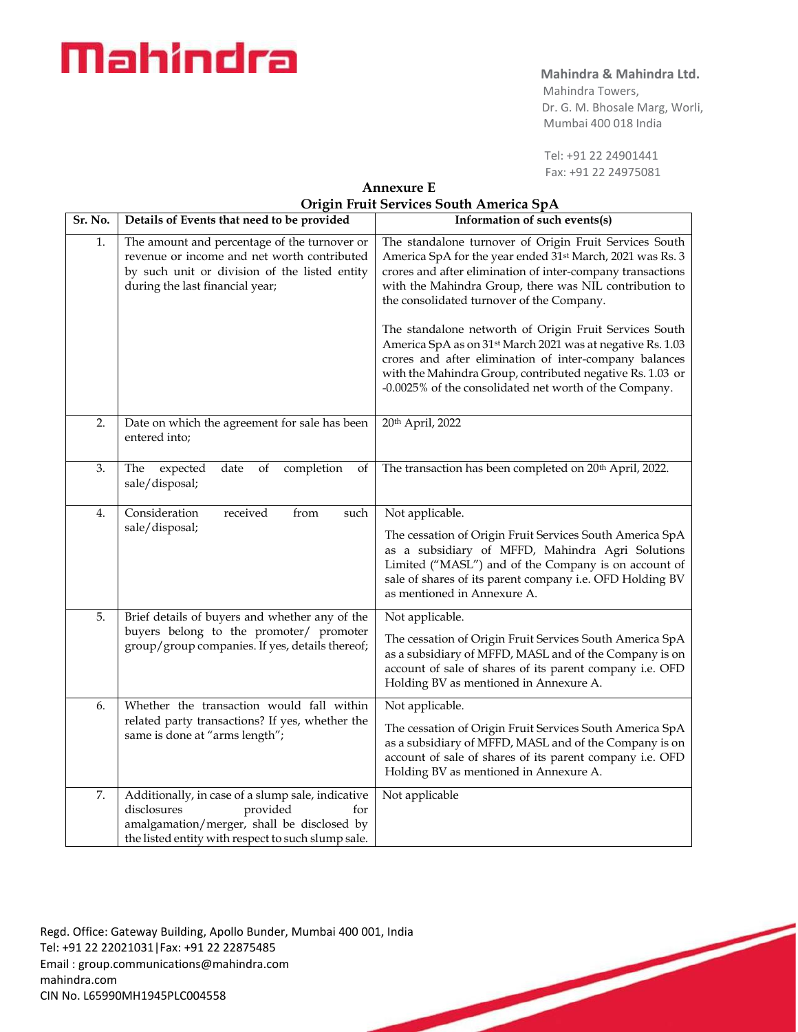# Annexure E

## Origin Fruit Services South America SpA

| Sr. No. | Details of Events that need to be provided | Information of such events(s) |
|---|---|---|
| 1. | The amount and percentage of the turnover or revenue or income and net worth contributed by such unit or division of the listed entity during the last financial year; | The standalone turnover of Origin Fruit Services South America SpA for the year ended 31st March, 2021 was Rs. 3 crores and after elimination of inter-company transactions with the Mahindra Group, there was NIL contribution to the consolidated turnover of the Company.<br><br>The standalone networth of Origin Fruit Services South America SpA as on 31st March 2021 was at negative Rs. 1.03 crores and after elimination of inter-company balances with the Mahindra Group, contributed negative Rs. 1.03 or -0.0025% of the consolidated net worth of the Company. |
| 2. | Date on which the agreement for sale has been entered into; | 20th April, 2022 |
| 3. | The expected date of completion of sale/disposal; | The transaction has been completed on 20th April, 2022. |
| 4. | Consideration received from such sale/disposal; | Not applicable.<br><br>The cessation of Origin Fruit Services South America SpA as a subsidiary of MFFD, Mahindra Agri Solutions Limited ("MASL") and of the Company is on account of sale of shares of its parent company i.e. OFD Holding BV as mentioned in Annexure A. |
| 5. | Brief details of buyers and whether any of the buyers belong to the promoter/ promoter group/group companies. If yes, details thereof; | Not applicable.<br><br>The cessation of Origin Fruit Services South America SpA as a subsidiary of MFFD, MASL and of the Company is on account of sale of shares of its parent company i.e. OFD Holding BV as mentioned in Annexure A. |
| 6. | Whether the transaction would fall within related party transactions? If yes, whether the same is done at "arms length"; | Not applicable.<br><br>The cessation of Origin Fruit Services South America SpA as a subsidiary of MFFD, MASL and of the Company is on account of sale of shares of its parent company i.e. OFD Holding BV as mentioned in Annexure A. |
| 7. | Additionally, in case of a slump sale, indicative disclosures provided for amalgamation/merger, shall be disclosed by the listed entity with respect to such slump sale. | Not applicable |